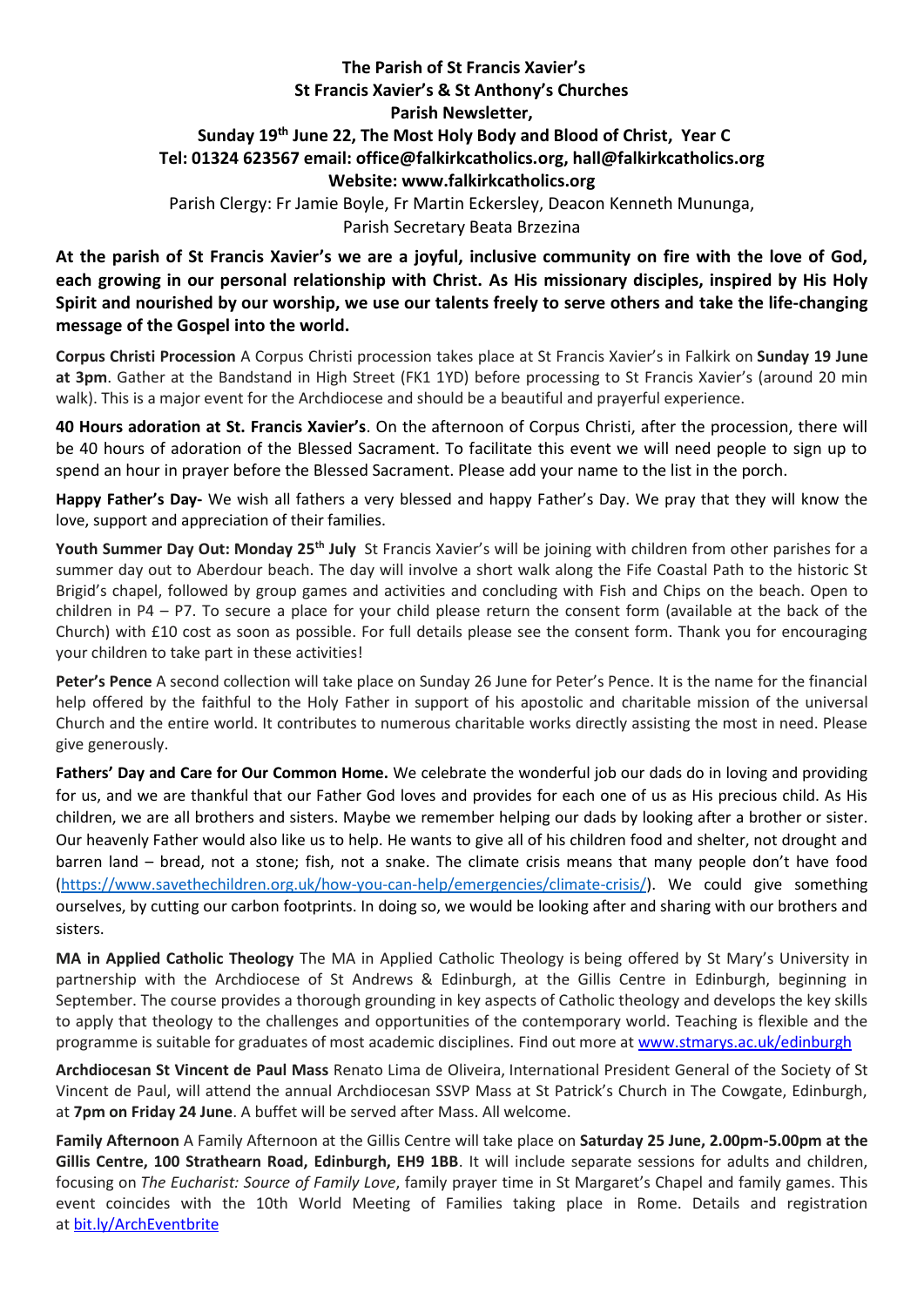**The Parish of St Francis Xavier's**
**St Francis Xavier's & St Anthony's Churches**
**Parish Newsletter,**
**Sunday 19th June 22, The Most Holy Body and Blood of Christ, Year C**
**Tel: 01324 623567 email: office@falkirkcatholics.org, hall@falkirkcatholics.org**
**Website: www.falkirkcatholics.org**

Parish Clergy: Fr Jamie Boyle, Fr Martin Eckersley, Deacon Kenneth Mununga,
Parish Secretary Beata Brzezina

**At the parish of St Francis Xavier's we are a joyful, inclusive community on fire with the love of God, each growing in our personal relationship with Christ. As His missionary disciples, inspired by His Holy Spirit and nourished by our worship, we use our talents freely to serve others and take the life-changing message of the Gospel into the world.**

**Corpus Christi Procession** A Corpus Christi procession takes place at St Francis Xavier's in Falkirk on **Sunday 19 June at 3pm**. Gather at the Bandstand in High Street (FK1 1YD) before processing to St Francis Xavier's (around 20 min walk). This is a major event for the Archdiocese and should be a beautiful and prayerful experience.

**40 Hours adoration at St. Francis Xavier's**. On the afternoon of Corpus Christi, after the procession, there will be 40 hours of adoration of the Blessed Sacrament. To facilitate this event we will need people to sign up to spend an hour in prayer before the Blessed Sacrament. Please add your name to the list in the porch.

**Happy Father's Day-** We wish all fathers a very blessed and happy Father's Day. We pray that they will know the love, support and appreciation of their families.

**Youth Summer Day Out: Monday 25th July** St Francis Xavier's will be joining with children from other parishes for a summer day out to Aberdour beach. The day will involve a short walk along the Fife Coastal Path to the historic St Brigid's chapel, followed by group games and activities and concluding with Fish and Chips on the beach. Open to children in P4 – P7. To secure a place for your child please return the consent form (available at the back of the Church) with £10 cost as soon as possible. For full details please see the consent form. Thank you for encouraging your children to take part in these activities!

**Peter's Pence** A second collection will take place on Sunday 26 June for Peter's Pence. It is the name for the financial help offered by the faithful to the Holy Father in support of his apostolic and charitable mission of the universal Church and the entire world. It contributes to numerous charitable works directly assisting the most in need. Please give generously.

**Fathers' Day and Care for Our Common Home.** We celebrate the wonderful job our dads do in loving and providing for us, and we are thankful that our Father God loves and provides for each one of us as His precious child. As His children, we are all brothers and sisters. Maybe we remember helping our dads by looking after a brother or sister. Our heavenly Father would also like us to help. He wants to give all of his children food and shelter, not drought and barren land – bread, not a stone; fish, not a snake. The climate crisis means that many people don't have food (https://www.savethechildren.org.uk/how-you-can-help/emergencies/climate-crisis/). We could give something ourselves, by cutting our carbon footprints. In doing so, we would be looking after and sharing with our brothers and sisters.

**MA in Applied Catholic Theology** The MA in Applied Catholic Theology is being offered by St Mary's University in partnership with the Archdiocese of St Andrews & Edinburgh, at the Gillis Centre in Edinburgh, beginning in September. The course provides a thorough grounding in key aspects of Catholic theology and develops the key skills to apply that theology to the challenges and opportunities of the contemporary world. Teaching is flexible and the programme is suitable for graduates of most academic disciplines. Find out more at www.stmarys.ac.uk/edinburgh

**Archdiocesan St Vincent de Paul Mass** Renato Lima de Oliveira, International President General of the Society of St Vincent de Paul, will attend the annual Archdiocesan SSVP Mass at St Patrick's Church in The Cowgate, Edinburgh, at **7pm on Friday 24 June**. A buffet will be served after Mass. All welcome.

**Family Afternoon** A Family Afternoon at the Gillis Centre will take place on **Saturday 25 June, 2.00pm-5.00pm at the Gillis Centre, 100 Strathearn Road, Edinburgh, EH9 1BB**. It will include separate sessions for adults and children, focusing on *The Eucharist: Source of Family Love*, family prayer time in St Margaret's Chapel and family games. This event coincides with the 10th World Meeting of Families taking place in Rome. Details and registration at bit.ly/ArchEventbrite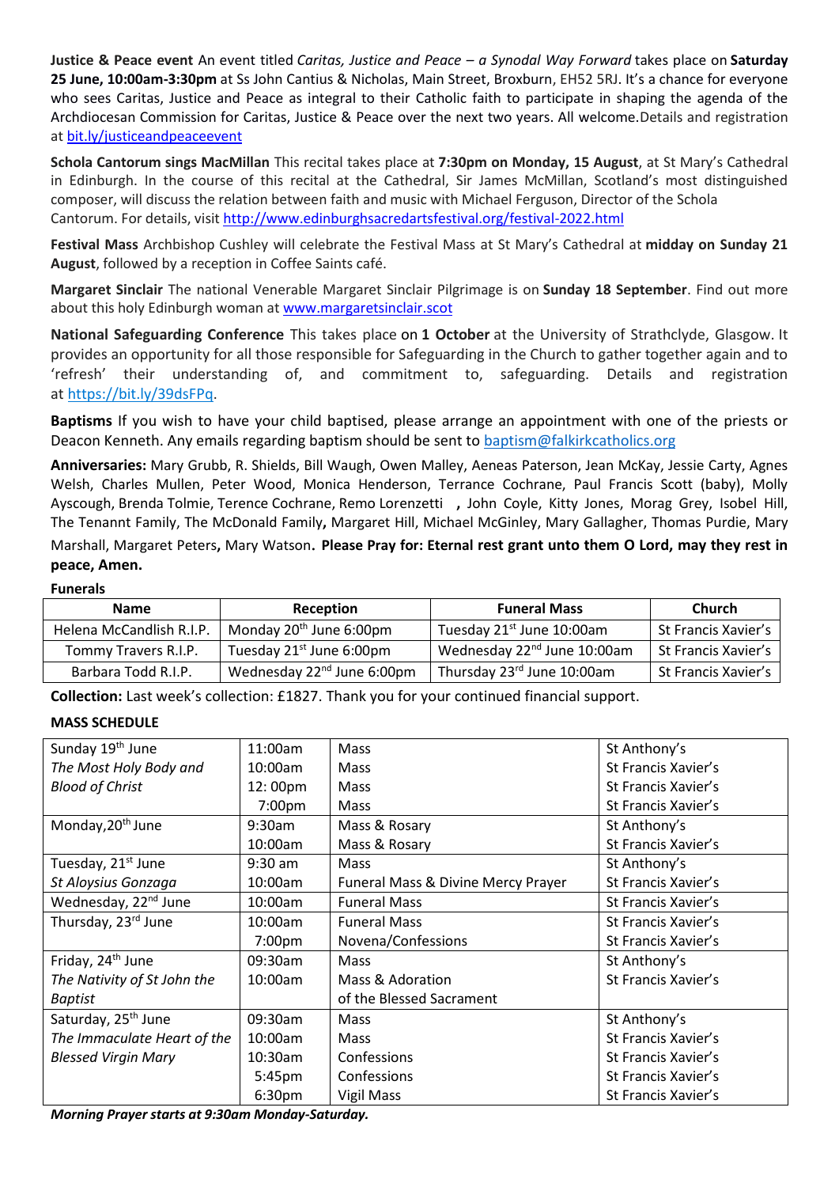**Justice & Peace event** An event titled *Caritas, Justice and Peace – a Synodal Way Forward* takes place on **Saturday 25 June, 10:00am-3:30pm** at Ss John Cantius & Nicholas, Main Street, Broxburn, EH52 5RJ. It's a chance for everyone who sees Caritas, Justice and Peace as integral to their Catholic faith to participate in shaping the agenda of the Archdiocesan Commission for Caritas, Justice & Peace over the next two years. All welcome.Details and registration at bit.ly/justiceandpeaceevent

**Schola Cantorum sings MacMillan** This recital takes place at **7:30pm on Monday, 15 August**, at St Mary's Cathedral in Edinburgh. In the course of this recital at the Cathedral, Sir James McMillan, Scotland's most distinguished composer, will discuss the relation between faith and music with Michael Ferguson, Director of the Schola Cantorum. For details, visit http://www.edinburghsacredartsfestival.org/festival-2022.html

**Festival Mass** Archbishop Cushley will celebrate the Festival Mass at St Mary's Cathedral at **midday on Sunday 21 August**, followed by a reception in Coffee Saints café.

**Margaret Sinclair** The national Venerable Margaret Sinclair Pilgrimage is on **Sunday 18 September**. Find out more about this holy Edinburgh woman at www.margaretsinclair.scot

**National Safeguarding Conference** This takes place on **1 October** at the University of Strathclyde, Glasgow. It provides an opportunity for all those responsible for Safeguarding in the Church to gather together again and to 'refresh' their understanding of, and commitment to, safeguarding. Details and registration at https://bit.ly/39dsFPq.

**Baptisms** If you wish to have your child baptised, please arrange an appointment with one of the priests or Deacon Kenneth. Any emails regarding baptism should be sent to baptism@falkirkcatholics.org

**Anniversaries:** Mary Grubb, R. Shields, Bill Waugh, Owen Malley, Aeneas Paterson, Jean McKay, Jessie Carty, Agnes Welsh, Charles Mullen, Peter Wood, Monica Henderson, Terrance Cochrane, Paul Francis Scott (baby), Molly Ayscough, Brenda Tolmie, Terence Cochrane, Remo Lorenzetti , John Coyle, Kitty Jones, Morag Grey, Isobel Hill, The Tenannt Family, The McDonald Family, Margaret Hill, Michael McGinley, Mary Gallagher, Thomas Purdie, Mary Marshall, Margaret Peters, Mary Watson. **Please Pray for: Eternal rest grant unto them O Lord, may they rest in peace, Amen.**

**Funerals**

| Name | Reception | Funeral Mass | Church |
|---|---|---|---|
| Helena McCandlish R.I.P. | Monday 20th June 6:00pm | Tuesday 21st June 10:00am | St Francis Xavier's |
| Tommy Travers R.I.P. | Tuesday 21st June 6:00pm | Wednesday 22nd June 10:00am | St Francis Xavier's |
| Barbara Todd R.I.P. | Wednesday 22nd June 6:00pm | Thursday 23rd June 10:00am | St Francis Xavier's |

**Collection:** Last week's collection: £1827. Thank you for your continued financial support.

**MASS SCHEDULE**

| | | | |
|---|---|---|---|
| Sunday 19th June | 11:00am | Mass | St Anthony's |
| *The Most Holy Body and* | 10:00am | Mass | St Francis Xavier's |
| *Blood of Christ* | 12: 00pm | Mass | St Francis Xavier's |
| | 7:00pm | Mass | St Francis Xavier's |
| Monday,20th June | 9:30am | Mass & Rosary | St Anthony's |
| | 10:00am | Mass & Rosary | St Francis Xavier's |
| Tuesday, 21st June | 9:30 am | Mass | St Anthony's |
| *St Aloysius Gonzaga* | 10:00am | Funeral Mass & Divine Mercy Prayer | St Francis Xavier's |
| Wednesday, 22nd June | 10:00am | Funeral Mass | St Francis Xavier's |
| Thursday, 23rd June | 10:00am | Funeral Mass | St Francis Xavier's |
| | 7:00pm | Novena/Confessions | St Francis Xavier's |
| Friday, 24th June | 09:30am | Mass | St Anthony's |
| *The Nativity of St John the Baptist* | 10:00am | Mass & Adoration of the Blessed Sacrament | St Francis Xavier's |
| Saturday, 25th June | 09:30am | Mass | St Anthony's |
| *The Immaculate Heart of the* | 10:00am | Mass | St Francis Xavier's |
| *Blessed Virgin Mary* | 10:30am | Confessions | St Francis Xavier's |
| | 5:45pm | Confessions | St Francis Xavier's |
| | 6:30pm | Vigil Mass | St Francis Xavier's |

***Morning Prayer starts at 9:30am Monday-Saturday.***